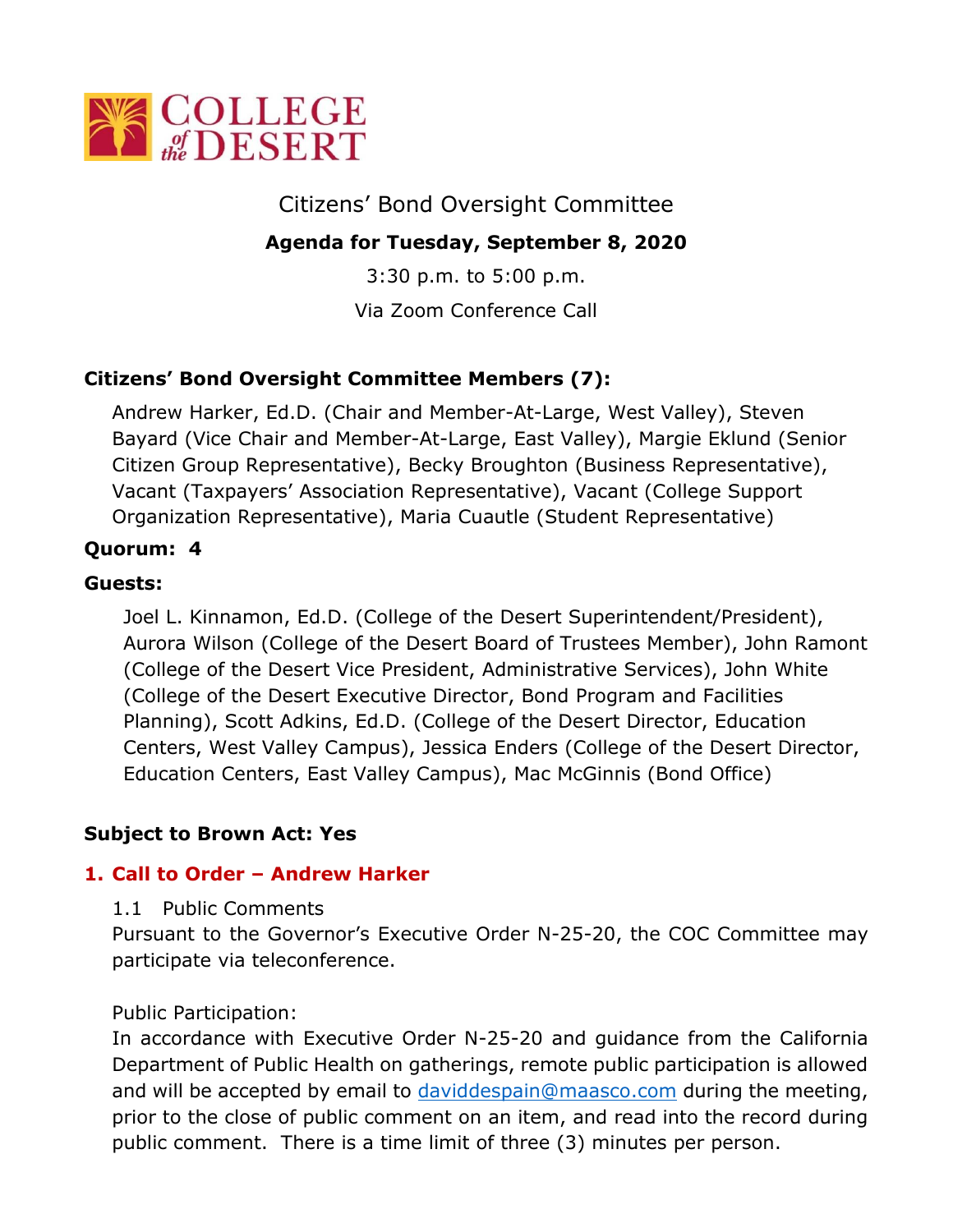Citizens' Bond Oversight Committee

**Agenda for Tuesday, September 8, 2020**

3:30 p.m. to 5:00 p.m.

Via Zoom Conference Call

**Citizens' Bond Oversight Committee Members (7):**

Andrew Harker, Ed.D. (Chair and Member-At-Large, West Valley), Steven Bayard (Vice Chair and Member-At-Large, East Valley), Margie Eklund (Senior Citizen Group Representative), Becky Broughton (Business Representative), Vacant (Taxpayers' Association Representative), Vacant (College Support Organization Representative), Maria Cuautle (Student Representative)

**Quorum: 4**

**Guests:**

Joel L. Kinnamon, Ed.D. (College of the Desert Superintendent/President), Aurora Wilson (College of the Desert Board of Trustees Member), John Ramont (College of the Desert Vice President, Administrative Services), John White (College of the Desert Executive Director, Bond Program and Facilities Planning), Scott Adkins, Ed.D. (College of the Desert Director, Education Centers, West Valley Campus), Jessica Enders (College of the Desert Director, Education Centers, East Valley Campus), Mac McGinnis (Bond Office)

**Subject to Brown Act: Yes**

## 1. Call to Order – Andrew Harker

1.1 Public Comments

Pursuant to the Governor's Executive Order N-25-20, the COC Committee may participate via teleconference.

Public Participation:

In accordance with Executive Order N-25-20 and guidance from the California Department of Public Health on gatherings, remote public participation is allowed and will be accepted by email to daviddespain@maasco.com during the meeting, prior to the close of public comment on an item, and read into the record during public comment. There is a time limit of three (3) minutes per person.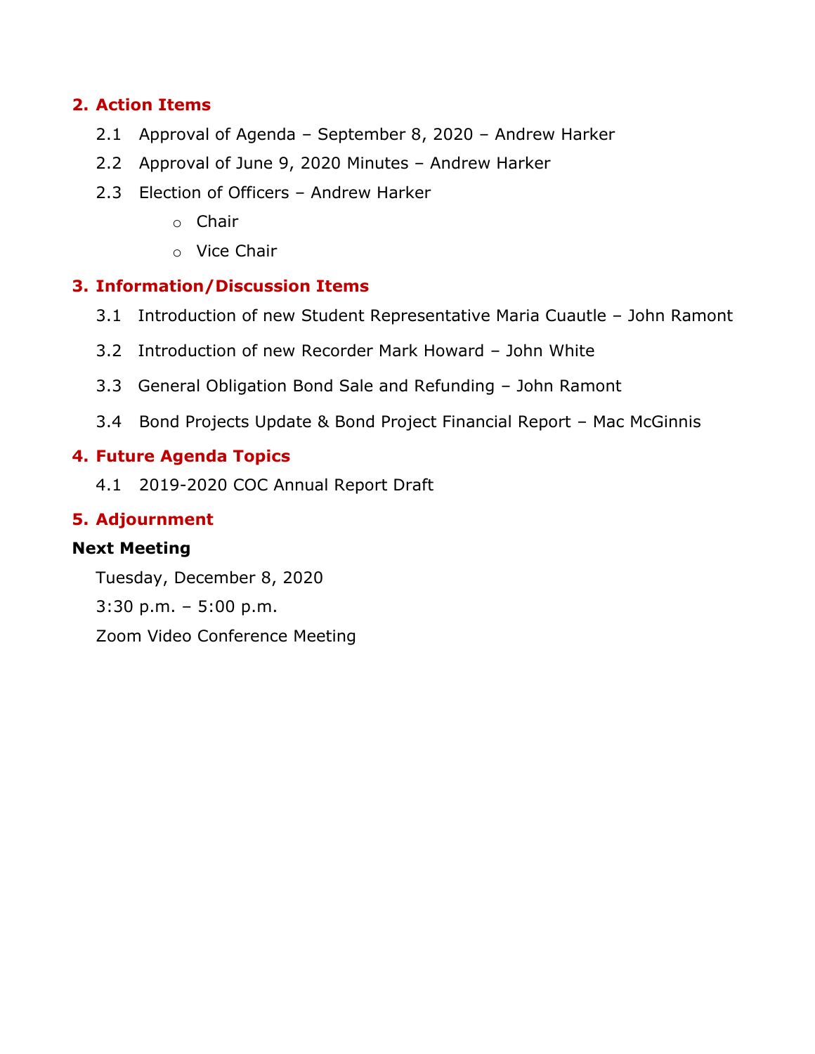## 2. Action Items

2.1 Approval of Agenda – September 8, 2020 – Andrew Harker

2.2 Approval of June 9, 2020 Minutes – Andrew Harker

2.3 Election of Officers – Andrew Harker

- Chair
- Vice Chair

## 3. Information/Discussion Items

3.1 Introduction of new Student Representative Maria Cuautle – John Ramont

3.2 Introduction of new Recorder Mark Howard – John White

3.3 General Obligation Bond Sale and Refunding – John Ramont

3.4 Bond Projects Update & Bond Project Financial Report – Mac McGinnis

## 4. Future Agenda Topics

4.1 2019-2020 COC Annual Report Draft

## 5. Adjournment

**Next Meeting**

Tuesday, December 8, 2020

3:30 p.m. – 5:00 p.m.

Zoom Video Conference Meeting